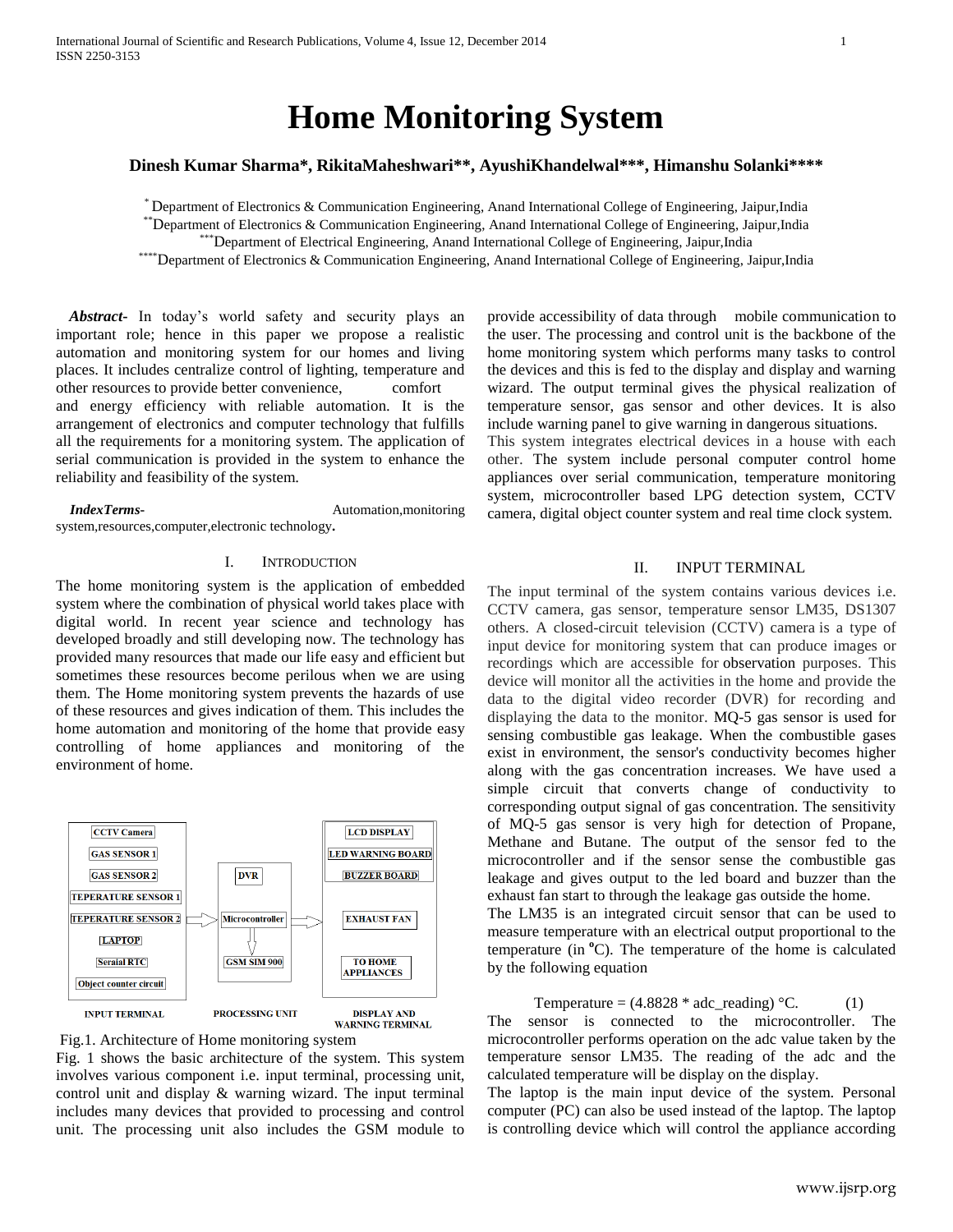# Home Monitoring System

**Dinesh Kumar Sharma*, RikitaMaheshwari**, AyushiKhandelwal***, Himanshu Solanki******

[*] Department of Electronics & Communication Engineering, Anand International College of Engineering, Jaipur,India
[**] Department of Electronics & Communication Engineering, Anand International College of Engineering, Jaipur,India
[***] Department of Electrical Engineering, Anand International College of Engineering, Jaipur,India
[****] Department of Electronics & Communication Engineering, Anand International College of Engineering, Jaipur,India

***Abstract-*** In today's world safety and security plays an important role; hence in this paper we propose a realistic automation and monitoring system for our homes and living places. It includes centralize control of lighting, temperature and other resources to provide better convenience, comfort and energy efficiency with reliable automation. It is the arrangement of electronics and computer technology that fulfills all the requirements for a monitoring system. The application of serial communication is provided in the system to enhance the reliability and feasibility of the system.

***IndexTerms-*** Automation,monitoring system,resources,computer,electronic technology**.**

## I. Introduction

The home monitoring system is the application of embedded system where the combination of physical world takes place with digital world. In recent year science and technology has developed broadly and still developing now. The technology has provided many resources that made our life easy and efficient but sometimes these resources become perilous when we are using them. The Home monitoring system prevents the hazards of use of these resources and gives indication of them. This includes the home automation and monitoring of the home that provide easy controlling of home appliances and monitoring of the environment of home.

| INPUT TERMINAL | PROCESSING UNIT | DISPLAY AND WARNING TERMINAL |
| --- | --- | --- |
| CCTV Camera | DVR | LCD DISPLAY |
| GAS SENSOR 1 | Microcontroller | LED WARNING BOARD |
| GAS SENSOR 2 | GSM SIM 900 | BUZZER BOARD |
| TEPERATURE SENSOR 1 | | EXHAUST FAN |
| TEPERATURE SENSOR 2 | | TO HOME APPLIANCES |
| LAPTOP | | |
| Seraial RTC | | |
| Object counter circuit | | |

Fig.1. Architecture of Home monitoring system

Fig. 1 shows the basic architecture of the system. This system involves various component i.e. input terminal, processing unit, control unit and display & warning wizard. The input terminal includes many devices that provided to processing and control unit. The processing unit also includes the GSM module to provide accessibility of data through mobile communication to the user. The processing and control unit is the backbone of the home monitoring system which performs many tasks to control the devices and this is fed to the display and display and warning wizard. The output terminal gives the physical realization of temperature sensor, gas sensor and other devices. It is also include warning panel to give warning in dangerous situations.

This system integrates electrical devices in a house with each other. The system include personal computer control home appliances over serial communication, temperature monitoring system, microcontroller based LPG detection system, CCTV camera, digital object counter system and real time clock system.

## II. Input Terminal

The input terminal of the system contains various devices i.e. CCTV camera, gas sensor, temperature sensor LM35, DS1307 others. A closed-circuit television (CCTV) camera is a type of input device for monitoring system that can produce images or recordings which are accessible for observation purposes. This device will monitor all the activities in the home and provide the data to the digital video recorder (DVR) for recording and displaying the data to the monitor. MQ-5 gas sensor is used for sensing combustible gas leakage. When the combustible gases exist in environment, the sensor's conductivity becomes higher along with the gas concentration increases. We have used a simple circuit that converts change of conductivity to corresponding output signal of gas concentration. The sensitivity of MQ-5 gas sensor is very high for detection of Propane, Methane and Butane. The output of the sensor fed to the microcontroller and if the sensor sense the combustible gas leakage and gives output to the led board and buzzer than the exhaust fan start to through the leakage gas outside the home.

The LM35 is an integrated circuit sensor that can be used to measure temperature with an electrical output proportional to the temperature (in $^{o}$C). The temperature of the home is calculated by the following equation

$$\text{Temperature} = (4.8828 * \text{adc\_reading})\ °\text{C}. \qquad (1)$$

The sensor is connected to the microcontroller. The microcontroller performs operation on the adc value taken by the temperature sensor LM35. The reading of the adc and the calculated temperature will be display on the display.

The laptop is the main input device of the system. Personal computer (PC) can also be used instead of the laptop. The laptop is controlling device which will control the appliance according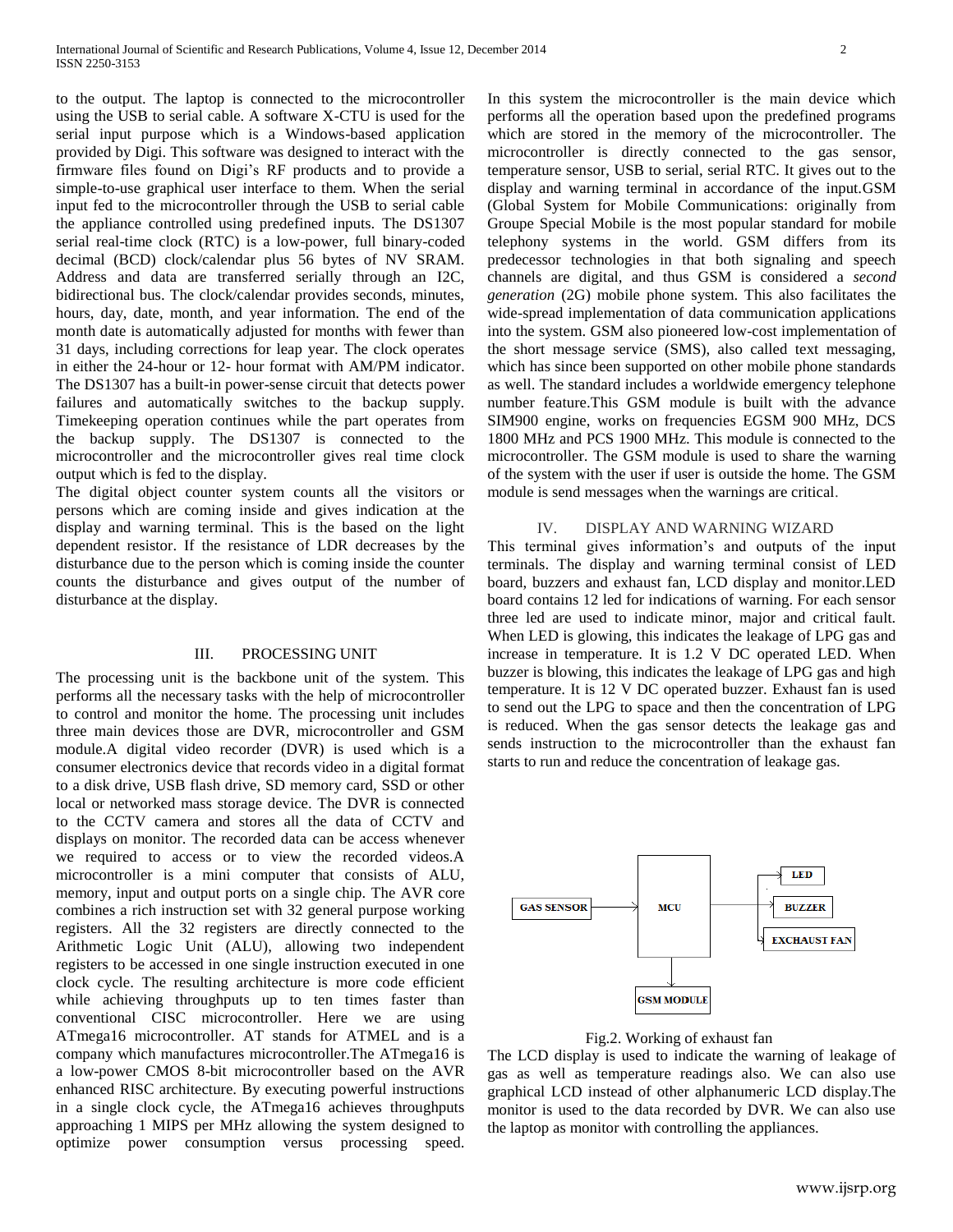to the output. The laptop is connected to the microcontroller using the USB to serial cable. A software X-CTU is used for the serial input purpose which is a Windows-based application provided by Digi. This software was designed to interact with the firmware files found on Digi's RF products and to provide a simple-to-use graphical user interface to them. When the serial input fed to the microcontroller through the USB to serial cable the appliance controlled using predefined inputs. The DS1307 serial real-time clock (RTC) is a low-power, full binary-coded decimal (BCD) clock/calendar plus 56 bytes of NV SRAM. Address and data are transferred serially through an I2C, bidirectional bus. The clock/calendar provides seconds, minutes, hours, day, date, month, and year information. The end of the month date is automatically adjusted for months with fewer than 31 days, including corrections for leap year. The clock operates in either the 24-hour or 12- hour format with AM/PM indicator. The DS1307 has a built-in power-sense circuit that detects power failures and automatically switches to the backup supply. Timekeeping operation continues while the part operates from the backup supply. The DS1307 is connected to the microcontroller and the microcontroller gives real time clock output which is fed to the display.

The digital object counter system counts all the visitors or persons which are coming inside and gives indication at the display and warning terminal. This is the based on the light dependent resistor. If the resistance of LDR decreases by the disturbance due to the person which is coming inside the counter counts the disturbance and gives output of the number of disturbance at the display.

## III. PROCESSING UNIT

The processing unit is the backbone unit of the system. This performs all the necessary tasks with the help of microcontroller to control and monitor the home. The processing unit includes three main devices those are DVR, microcontroller and GSM module.A digital video recorder (DVR) is used which is a consumer electronics device that records video in a digital format to a disk drive, USB flash drive, SD memory card, SSD or other local or networked mass storage device. The DVR is connected to the CCTV camera and stores all the data of CCTV and displays on monitor. The recorded data can be access whenever we required to access or to view the recorded videos.A microcontroller is a mini computer that consists of ALU, memory, input and output ports on a single chip. The AVR core combines a rich instruction set with 32 general purpose working registers. All the 32 registers are directly connected to the Arithmetic Logic Unit (ALU), allowing two independent registers to be accessed in one single instruction executed in one clock cycle. The resulting architecture is more code efficient while achieving throughputs up to ten times faster than conventional CISC microcontroller. Here we are using ATmega16 microcontroller. AT stands for ATMEL and is a company which manufactures microcontroller.The ATmega16 is a low-power CMOS 8-bit microcontroller based on the AVR enhanced RISC architecture. By executing powerful instructions in a single clock cycle, the ATmega16 achieves throughputs approaching 1 MIPS per MHz allowing the system designed to optimize power consumption versus processing speed.

In this system the microcontroller is the main device which performs all the operation based upon the predefined programs which are stored in the memory of the microcontroller. The microcontroller is directly connected to the gas sensor, temperature sensor, USB to serial, serial RTC. It gives out to the display and warning terminal in accordance of the input.GSM (Global System for Mobile Communications: originally from Groupe Special Mobile is the most popular standard for mobile telephony systems in the world. GSM differs from its predecessor technologies in that both signaling and speech channels are digital, and thus GSM is considered a *second generation* (2G) mobile phone system. This also facilitates the wide-spread implementation of data communication applications into the system. GSM also pioneered low-cost implementation of the short message service (SMS), also called text messaging, which has since been supported on other mobile phone standards as well. The standard includes a worldwide emergency telephone number feature.This GSM module is built with the advance SIM900 engine, works on frequencies EGSM 900 MHz, DCS 1800 MHz and PCS 1900 MHz. This module is connected to the microcontroller. The GSM module is used to share the warning of the system with the user if user is outside the home. The GSM module is send messages when the warnings are critical.

## IV. DISPLAY AND WARNING WIZARD

This terminal gives information's and outputs of the input terminals. The display and warning terminal consist of LED board, buzzers and exhaust fan, LCD display and monitor.LED board contains 12 led for indications of warning. For each sensor three led are used to indicate minor, major and critical fault. When LED is glowing, this indicates the leakage of LPG gas and increase in temperature. It is 1.2 V DC operated LED. When buzzer is blowing, this indicates the leakage of LPG gas and high temperature. It is 12 V DC operated buzzer. Exhaust fan is used to send out the LPG to space and then the concentration of LPG is reduced. When the gas sensor detects the leakage gas and sends instruction to the microcontroller than the exhaust fan starts to run and reduce the concentration of leakage gas.

GAS SENSOR → MCU → LED, BUZZER, EXCHAUST FAN; MCU → GSM MODULE

Fig.2. Working of exhaust fan

The LCD display is used to indicate the warning of leakage of gas as well as temperature readings also. We can also use graphical LCD instead of other alphanumeric LCD display.The monitor is used to the data recorded by DVR. We can also use the laptop as monitor with controlling the appliances.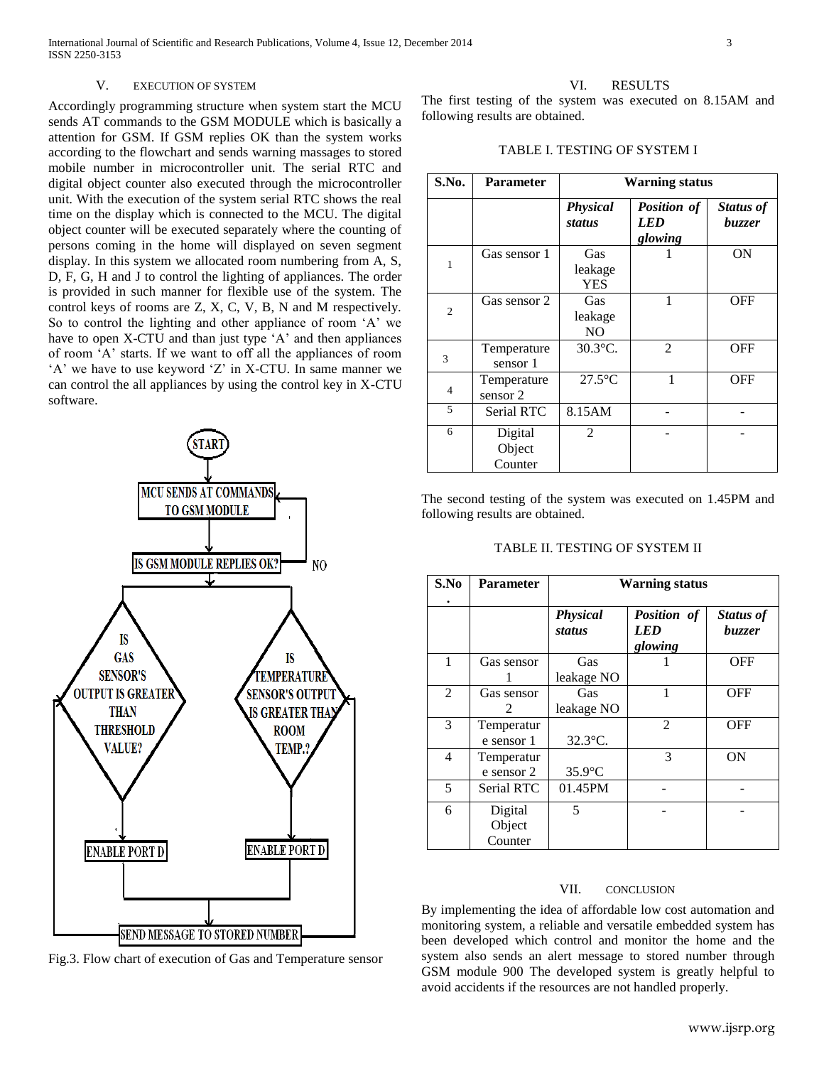## V. EXECUTION OF SYSTEM

Accordingly programming structure when system start the MCU sends AT commands to the GSM MODULE which is basically a attention for GSM. If GSM replies OK than the system works according to the flowchart and sends warning massages to stored mobile number in microcontroller unit. The serial RTC and digital object counter also executed through the microcontroller unit. With the execution of the system serial RTC shows the real time on the display which is connected to the MCU. The digital object counter will be executed separately where the counting of persons coming in the home will displayed on seven segment display. In this system we allocated room numbering from A, S, D, F, G, H and J to control the lighting of appliances. The order is provided in such manner for flexible use of the system. The control keys of rooms are Z, X, C, V, B, N and M respectively. So to control the lighting and other appliance of room 'A' we have to open X-CTU and than just type 'A' and then appliances of room 'A' starts. If we want to off all the appliances of room 'A' we have to use keyword 'Z' in X-CTU. In same manner we can control the all appliances by using the control key in X-CTU software.

Fig.3. Flow chart of execution of Gas and Temperature sensor

## VI. RESULTS

The first testing of the system was executed on 8.15AM and following results are obtained.

TABLE I. TESTING OF SYSTEM I

| S.No. | Parameter | Warning status | | |
|---|---|---|---|---|
| | | *Physical status* | *Position of LED glowing* | *Status of buzzer* |
| 1 | Gas sensor 1 | Gas leakage YES | 1 | ON |
| 2 | Gas sensor 2 | Gas leakage NO | 1 | OFF |
| 3 | Temperature sensor 1 | 30.3°C. | 2 | OFF |
| 4 | Temperature sensor 2 | 27.5°C | 1 | OFF |
| 5 | Serial RTC | 8.15AM | - | - |
| 6 | Digital Object Counter | 2 | - | - |

The second testing of the system was executed on 1.45PM and following results are obtained.

TABLE II. TESTING OF SYSTEM II

| S.No. | Parameter | Warning status | | |
|---|---|---|---|---|
| | | *Physical status* | *Position of LED glowing* | *Status of buzzer* |
| 1 | Gas sensor 1 | Gas leakage NO | 1 | OFF |
| 2 | Gas sensor 2 | Gas leakage NO | 1 | OFF |
| 3 | Temperature sensor 1 | 32.3°C. | 2 | OFF |
| 4 | Temperature sensor 2 | 35.9°C | 3 | ON |
| 5 | Serial RTC | 01.45PM | - | - |
| 6 | Digital Object Counter | 5 | - | - |

## VII. CONCLUSION

By implementing the idea of affordable low cost automation and monitoring system, a reliable and versatile embedded system has been developed which control and monitor the home and the system also sends an alert message to stored number through GSM module 900 The developed system is greatly helpful to avoid accidents if the resources are not handled properly.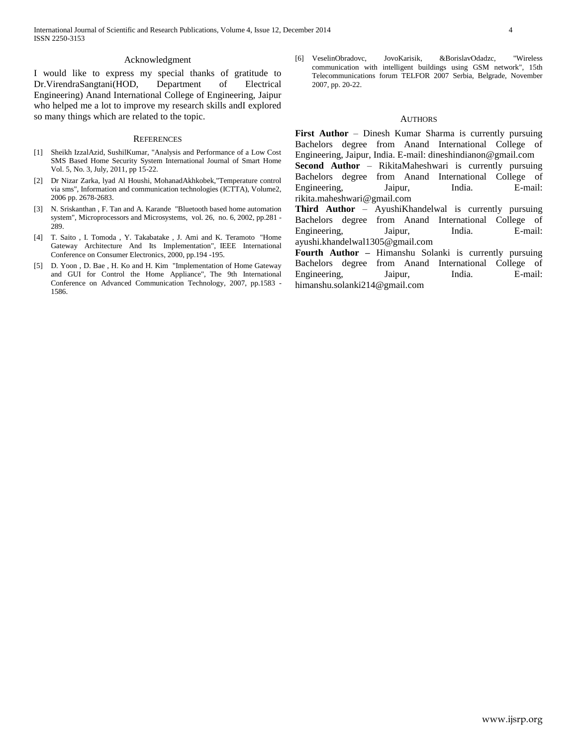## Acknowledgment

I would like to express my special thanks of gratitude to Dr.VirendraSangtani(HOD, Department of Electrical Engineering) Anand International College of Engineering, Jaipur who helped me a lot to improve my research skills andI explored so many things which are related to the topic.

## References

[1] Sheikh IzzalAzid, SushilKumar, "Analysis and Performance of a Low Cost SMS Based Home Security System International Journal of Smart Home Vol. 5, No. 3, July, 2011, pp 15-22.

[2] Dr Nizar Zarka, lyad Al Houshi, MohanadAkhkobek,"Temperature control via sms", Information and communication technologies (ICTTA), Volume2, 2006 pp. 2678-2683.

[3] N. Sriskanthan , F. Tan and A. Karande "Bluetooth based home automation system", Microprocessors and Microsystems, vol. 26, no. 6, 2002, pp.281 -289.

[4] T. Saito , I. Tomoda , Y. Takabatake , J. Ami and K. Teramoto "Home Gateway Architecture And Its Implementation", IEEE International Conference on Consumer Electronics, 2000, pp.194 -195.

[5] D. Yoon , D. Bae , H. Ko and H. Kim "Implementation of Home Gateway and GUI for Control the Home Appliance", The 9th International Conference on Advanced Communication Technology, 2007, pp.1583 -1586.

[6] VeselinObradovc, JovoKarisik, &BorislavOdadzc, "Wireless communication with intelligent buildings using GSM network", 15th Telecommunications forum TELFOR 2007 Serbia, Belgrade, November 2007, pp. 20-22.

## Authors

**First Author** – Dinesh Kumar Sharma is currently pursuing Bachelors degree from Anand International College of Engineering, Jaipur, India. E-mail: dineshindianon@gmail.com

**Second Author** – RikitaMaheshwari is currently pursuing Bachelors degree from Anand International College of Engineering, Jaipur, India. E-mail: rikita.maheshwari@gmail.com

**Third Author** – AyushiKhandelwal is currently pursuing Bachelors degree from Anand International College of Engineering, Jaipur, India. E-mail: ayushi.khandelwal1305@gmail.com

**Fourth Author –** Himanshu Solanki is currently pursuing Bachelors degree from Anand International College of Engineering, Jaipur, India. E-mail: himanshu.solanki214@gmail.com